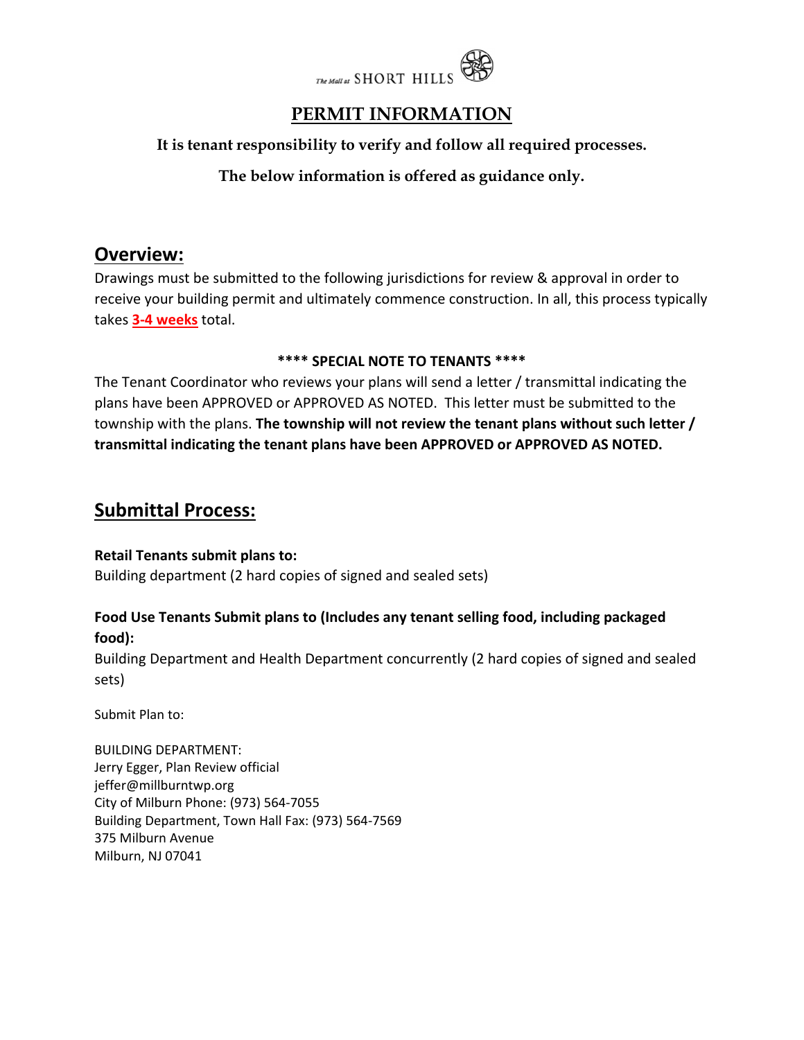The Mall at SHORT HILLS

# PERMIT INFORMATION

**It is tenant responsibility to verify and follow all required processes.**

**The below information is offered as guidance only.**

## Overview:

Drawings must be submitted to the following jurisdictions for review & approval in order to receive your building permit and ultimately commence construction. In all, this process typically takes **3-4 weeks** total.

**\*\*\*\* SPECIAL NOTE TO TENANTS \*\*\*\***

The Tenant Coordinator who reviews your plans will send a letter / transmittal indicating the plans have been APPROVED or APPROVED AS NOTED. This letter must be submitted to the township with the plans. **The township will not review the tenant plans without such letter / transmittal indicating the tenant plans have been APPROVED or APPROVED AS NOTED.**

## Submittal Process:

**Retail Tenants submit plans to:**
Building department (2 hard copies of signed and sealed sets)

**Food Use Tenants Submit plans to (Includes any tenant selling food, including packaged food):**
Building Department and Health Department concurrently (2 hard copies of signed and sealed sets)

Submit Plan to:

BUILDING DEPARTMENT:
Jerry Egger, Plan Review official
jeffer@millburntwp.org
City of Milburn Phone: (973) 564-7055
Building Department, Town Hall Fax: (973) 564-7569
375 Milburn Avenue
Milburn, NJ 07041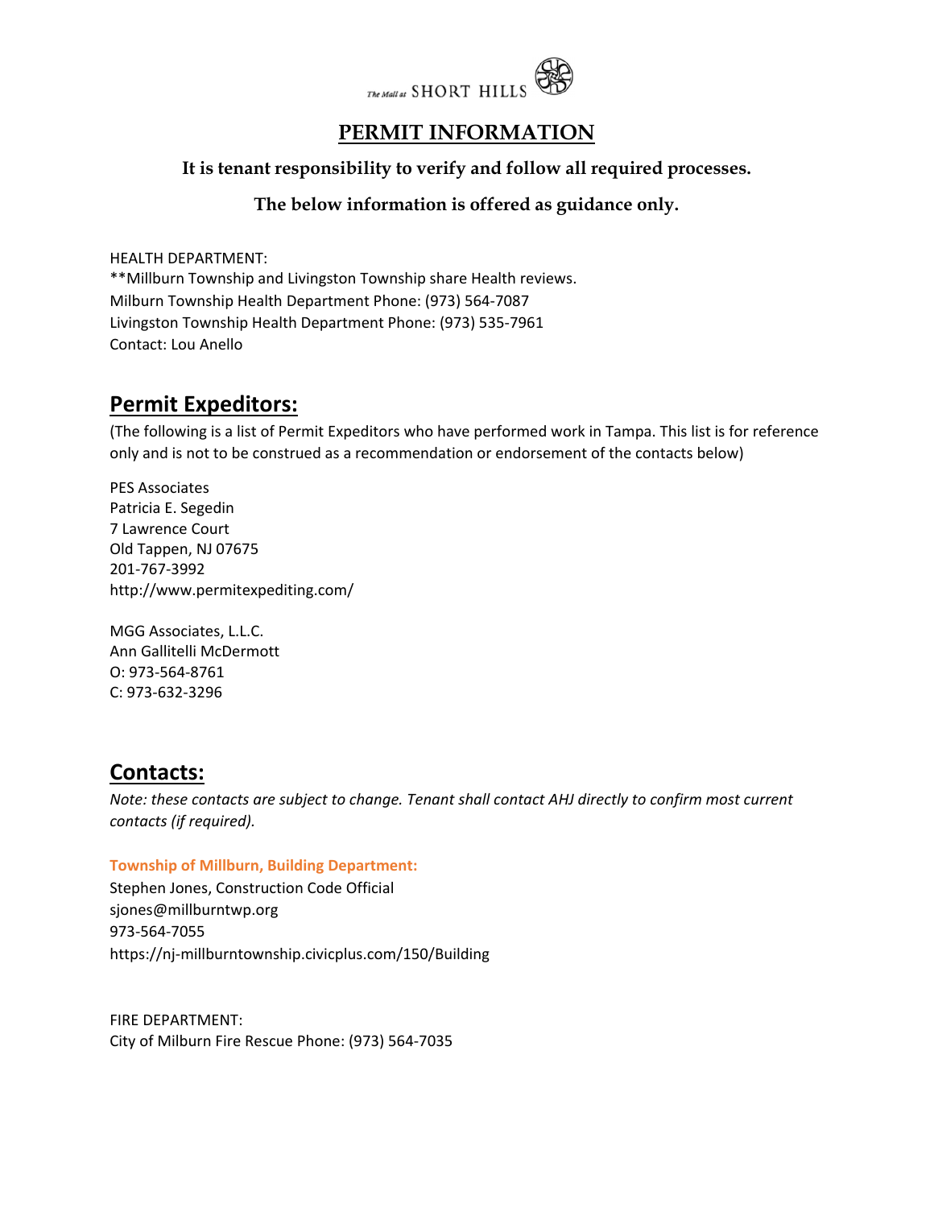The Mall at SHORT HILLS

# PERMIT INFORMATION

**It is tenant responsibility to verify and follow all required processes.**

**The below information is offered as guidance only.**

HEALTH DEPARTMENT:
**Millburn Township and Livingston Township share Health reviews.
Milburn Township Health Department Phone: (973) 564-7087
Livingston Township Health Department Phone: (973) 535-7961
Contact: Lou Anello

## Permit Expeditors:

(The following is a list of Permit Expeditors who have performed work in Tampa. This list is for reference only and is not to be construed as a recommendation or endorsement of the contacts below)

PES Associates
Patricia E. Segedin
7 Lawrence Court
Old Tappen, NJ 07675
201-767-3992
http://www.permitexpediting.com/

MGG Associates, L.L.C.
Ann Gallitelli McDermott
O: 973-564-8761
C: 973-632-3296

## Contacts:

*Note: these contacts are subject to change. Tenant shall contact AHJ directly to confirm most current contacts (if required).*

**Township of Millburn, Building Department:**
Stephen Jones, Construction Code Official
sjones@millburntwp.org
973-564-7055
https://nj-millburntownship.civicplus.com/150/Building

FIRE DEPARTMENT:
City of Milburn Fire Rescue Phone: (973) 564-7035